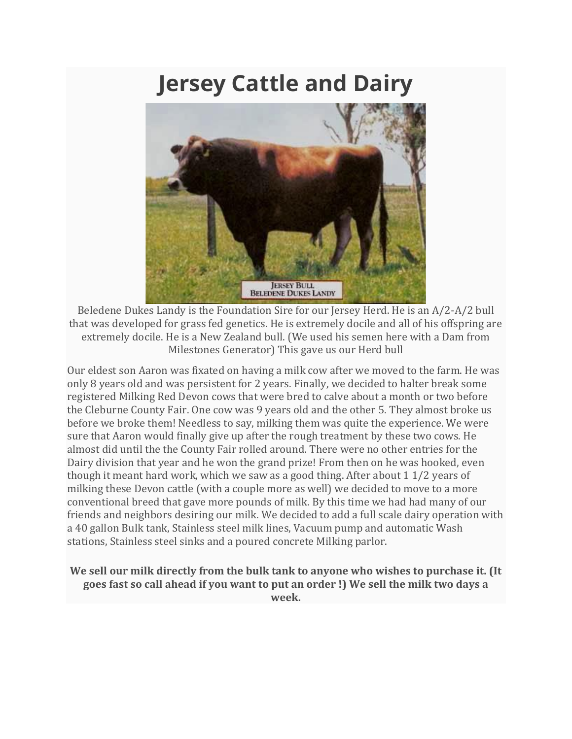# Jersey Cattle and Dairy

Beledene Dukes Landy is the Foundation Sire for our Jersey Herd. He is an A/2-A/2 bull that was developed for grass fed genetics. He is extremely docile and all of his offspring are extremely docile. He is a New Zealand bull. (We used his semen here with a Dam from Milestones Generator) This gave us our Herd bull

Our eldest son Aaron was fixated on having a milk cow after we moved to the farm. He was only 8 years old and was persistent for 2 years. Finally, we decided to halter break some registered Milking Red Devon cows that were bred to calve about a month or two before the Cleburne County Fair. One cow was 9 years old and the other 5. They almost broke us before we broke them! Needless to say, milking them was quite the experience. We were sure that Aaron would finally give up after the rough treatment by these two cows. He almost did until the the County Fair rolled around. There were no other entries for the Dairy division that year and he won the grand prize! From then on he was hooked, even though it meant hard work, which we saw as a good thing. After about 1 1/2 years of milking these Devon cattle (with a couple more as well) we decided to move to a more conventional breed that gave more pounds of milk. By this time we had had many of our friends and neighbors desiring our milk. We decided to add a full scale dairy operation with a 40 gallon Bulk tank, Stainless steel milk lines, Vacuum pump and automatic Wash stations, Stainless steel sinks and a poured concrete Milking parlor.

**We sell our milk directly from the bulk tank to anyone who wishes to purchase it. (It goes fast so call ahead if you want to put an order !) We sell the milk two days a week.**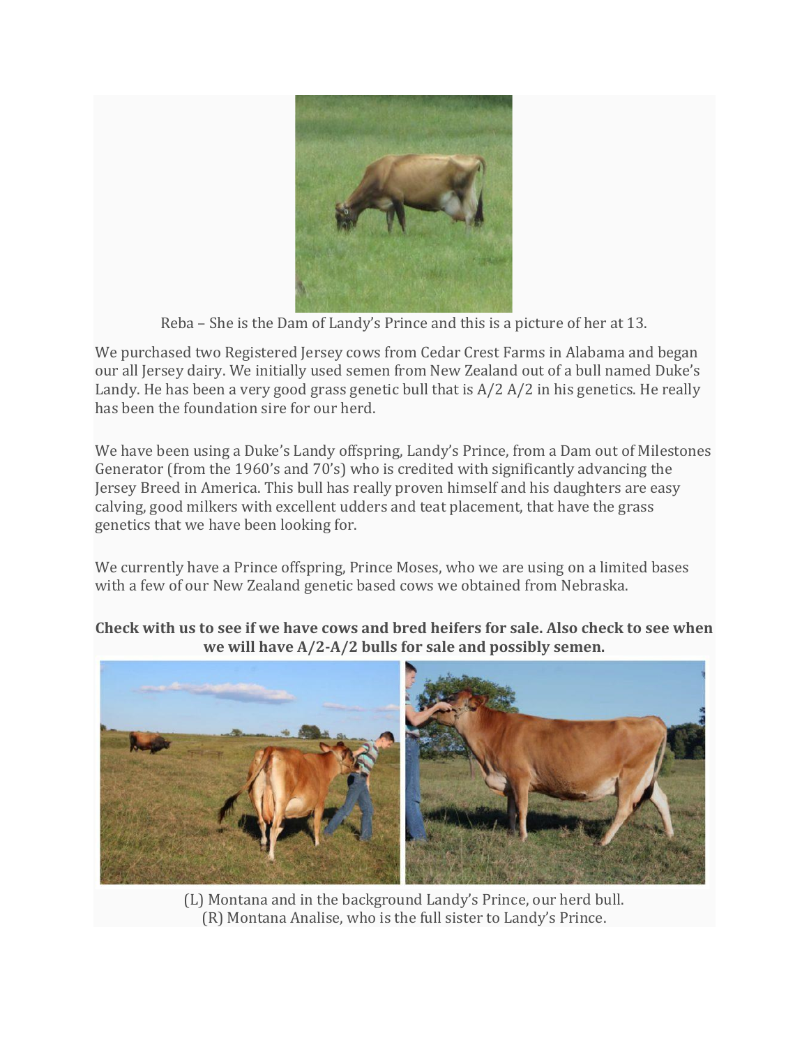Reba – She is the Dam of Landy's Prince and this is a picture of her at 13.

We purchased two Registered Jersey cows from Cedar Crest Farms in Alabama and began our all Jersey dairy. We initially used semen from New Zealand out of a bull named Duke's Landy. He has been a very good grass genetic bull that is A/2 A/2 in his genetics. He really has been the foundation sire for our herd.

We have been using a Duke's Landy offspring, Landy's Prince, from a Dam out of Milestones Generator (from the 1960's and 70's) who is credited with significantly advancing the Jersey Breed in America. This bull has really proven himself and his daughters are easy calving, good milkers with excellent udders and teat placement, that have the grass genetics that we have been looking for.

We currently have a Prince offspring, Prince Moses, who we are using on a limited bases with a few of our New Zealand genetic based cows we obtained from Nebraska.

**Check with us to see if we have cows and bred heifers for sale. Also check to see when we will have A/2-A/2 bulls for sale and possibly semen.**

(L) Montana and in the background Landy's Prince, our herd bull.
(R) Montana Analise, who is the full sister to Landy's Prince.